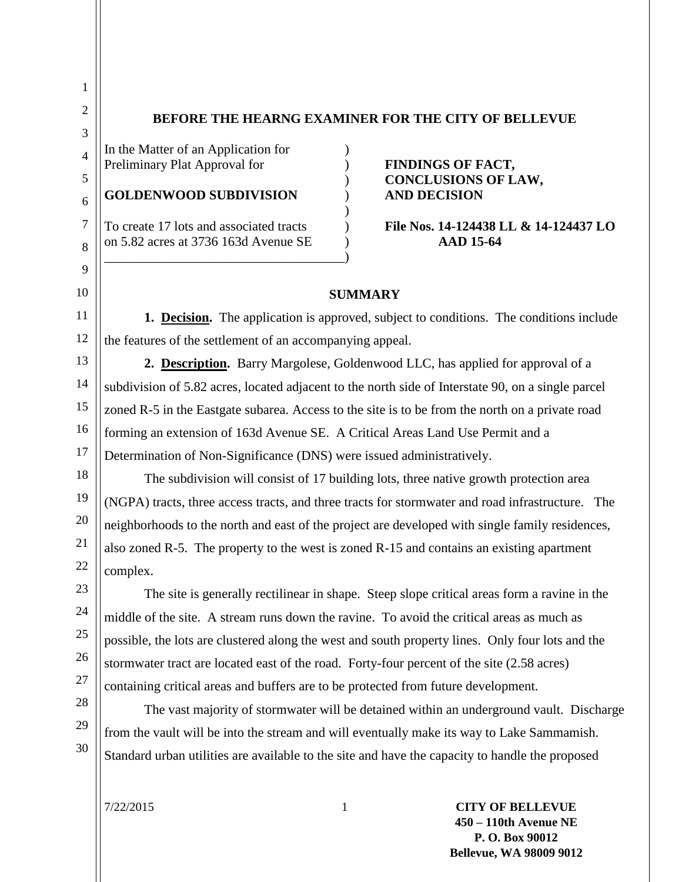**BEFORE THE HEARNG EXAMINER FOR THE CITY OF BELLEVUE**

| | |
|---|---|
| In the Matter of an Application for Preliminary Plat Approval for<br><br>**GOLDENWOOD SUBDIVISION**<br><br>To create 17 lots and associated tracts on 5.82 acres at 3736 163d Avenue SE | **FINDINGS OF FACT, CONCLUSIONS OF LAW, AND DECISION**<br><br>**File Nos. 14-124438 LL & 14-124437 LO AAD 15-64** |

## SUMMARY

**1. Decision.** The application is approved, subject to conditions. The conditions include the features of the settlement of an accompanying appeal.

**2. Description.** Barry Margolese, Goldenwood LLC, has applied for approval of a subdivision of 5.82 acres, located adjacent to the north side of Interstate 90, on a single parcel zoned R-5 in the Eastgate subarea. Access to the site is to be from the north on a private road forming an extension of 163d Avenue SE. A Critical Areas Land Use Permit and a Determination of Non-Significance (DNS) were issued administratively.

The subdivision will consist of 17 building lots, three native growth protection area (NGPA) tracts, three access tracts, and three tracts for stormwater and road infrastructure. The neighborhoods to the north and east of the project are developed with single family residences, also zoned R-5. The property to the west is zoned R-15 and contains an existing apartment complex.

The site is generally rectilinear in shape. Steep slope critical areas form a ravine in the middle of the site. A stream runs down the ravine. To avoid the critical areas as much as possible, the lots are clustered along the west and south property lines. Only four lots and the stormwater tract are located east of the road. Forty-four percent of the site (2.58 acres) containing critical areas and buffers are to be protected from future development.

The vast majority of stormwater will be detained within an underground vault. Discharge from the vault will be into the stream and will eventually make its way to Lake Sammamish. Standard urban utilities are available to the site and have the capacity to handle the proposed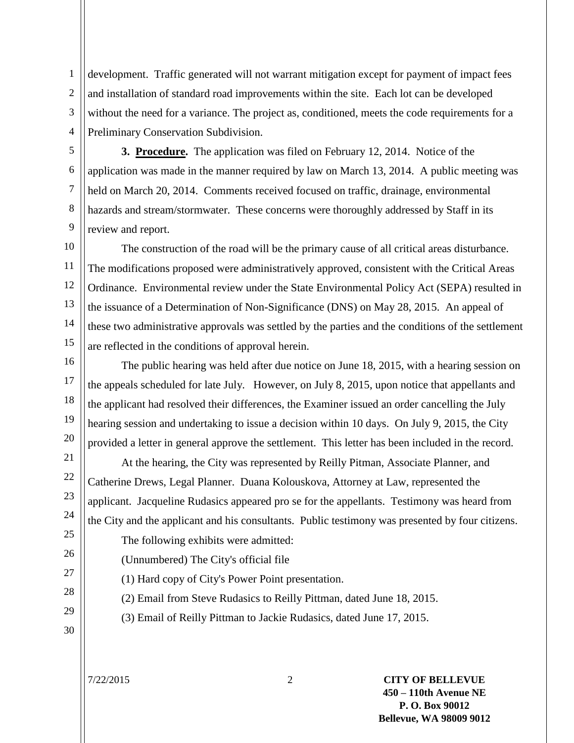development. Traffic generated will not warrant mitigation except for payment of impact fees and installation of standard road improvements within the site. Each lot can be developed without the need for a variance. The project as, conditioned, meets the code requirements for a Preliminary Conservation Subdivision.

**3. Procedure.** The application was filed on February 12, 2014. Notice of the application was made in the manner required by law on March 13, 2014. A public meeting was held on March 20, 2014. Comments received focused on traffic, drainage, environmental hazards and stream/stormwater. These concerns were thoroughly addressed by Staff in its review and report.

The construction of the road will be the primary cause of all critical areas disturbance. The modifications proposed were administratively approved, consistent with the Critical Areas Ordinance. Environmental review under the State Environmental Policy Act (SEPA) resulted in the issuance of a Determination of Non-Significance (DNS) on May 28, 2015. An appeal of these two administrative approvals was settled by the parties and the conditions of the settlement are reflected in the conditions of approval herein.

The public hearing was held after due notice on June 18, 2015, with a hearing session on the appeals scheduled for late July. However, on July 8, 2015, upon notice that appellants and the applicant had resolved their differences, the Examiner issued an order cancelling the July hearing session and undertaking to issue a decision within 10 days. On July 9, 2015, the City provided a letter in general approve the settlement. This letter has been included in the record.

At the hearing, the City was represented by Reilly Pitman, Associate Planner, and Catherine Drews, Legal Planner. Duana Kolouskova, Attorney at Law, represented the applicant. Jacqueline Rudasics appeared pro se for the appellants. Testimony was heard from the City and the applicant and his consultants. Public testimony was presented by four citizens.

The following exhibits were admitted:

(Unnumbered) The City's official file

(1) Hard copy of City's Power Point presentation.

(2) Email from Steve Rudasics to Reilly Pittman, dated June 18, 2015.

(3) Email of Reilly Pittman to Jackie Rudasics, dated June 17, 2015.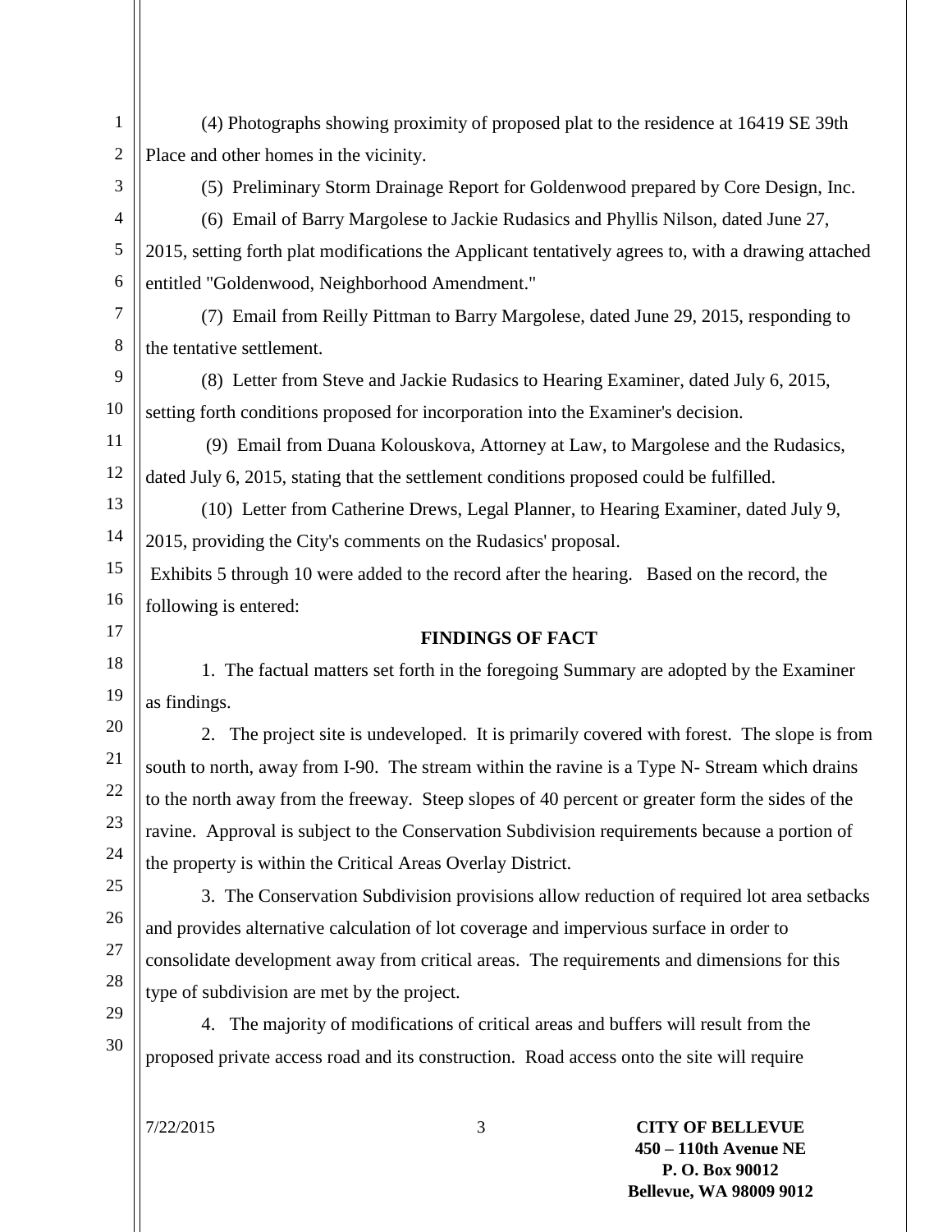(4) Photographs showing proximity of proposed plat to the residence at 16419 SE 39th Place and other homes in the vicinity.

(5) Preliminary Storm Drainage Report for Goldenwood prepared by Core Design, Inc.

(6) Email of Barry Margolese to Jackie Rudasics and Phyllis Nilson, dated June 27, 2015, setting forth plat modifications the Applicant tentatively agrees to, with a drawing attached entitled "Goldenwood, Neighborhood Amendment."

(7) Email from Reilly Pittman to Barry Margolese, dated June 29, 2015, responding to the tentative settlement.

(8) Letter from Steve and Jackie Rudasics to Hearing Examiner, dated July 6, 2015, setting forth conditions proposed for incorporation into the Examiner's decision.

(9) Email from Duana Kolouskova, Attorney at Law, to Margolese and the Rudasics, dated July 6, 2015, stating that the settlement conditions proposed could be fulfilled.

(10) Letter from Catherine Drews, Legal Planner, to Hearing Examiner, dated July 9, 2015, providing the City's comments on the Rudasics' proposal.

Exhibits 5 through 10 were added to the record after the hearing. Based on the record, the following is entered:

## FINDINGS OF FACT

1. The factual matters set forth in the foregoing Summary are adopted by the Examiner as findings.

2. The project site is undeveloped. It is primarily covered with forest. The slope is from south to north, away from I-90. The stream within the ravine is a Type N- Stream which drains to the north away from the freeway. Steep slopes of 40 percent or greater form the sides of the ravine. Approval is subject to the Conservation Subdivision requirements because a portion of the property is within the Critical Areas Overlay District.

3. The Conservation Subdivision provisions allow reduction of required lot area setbacks and provides alternative calculation of lot coverage and impervious surface in order to consolidate development away from critical areas. The requirements and dimensions for this type of subdivision are met by the project.

4. The majority of modifications of critical areas and buffers will result from the proposed private access road and its construction. Road access onto the site will require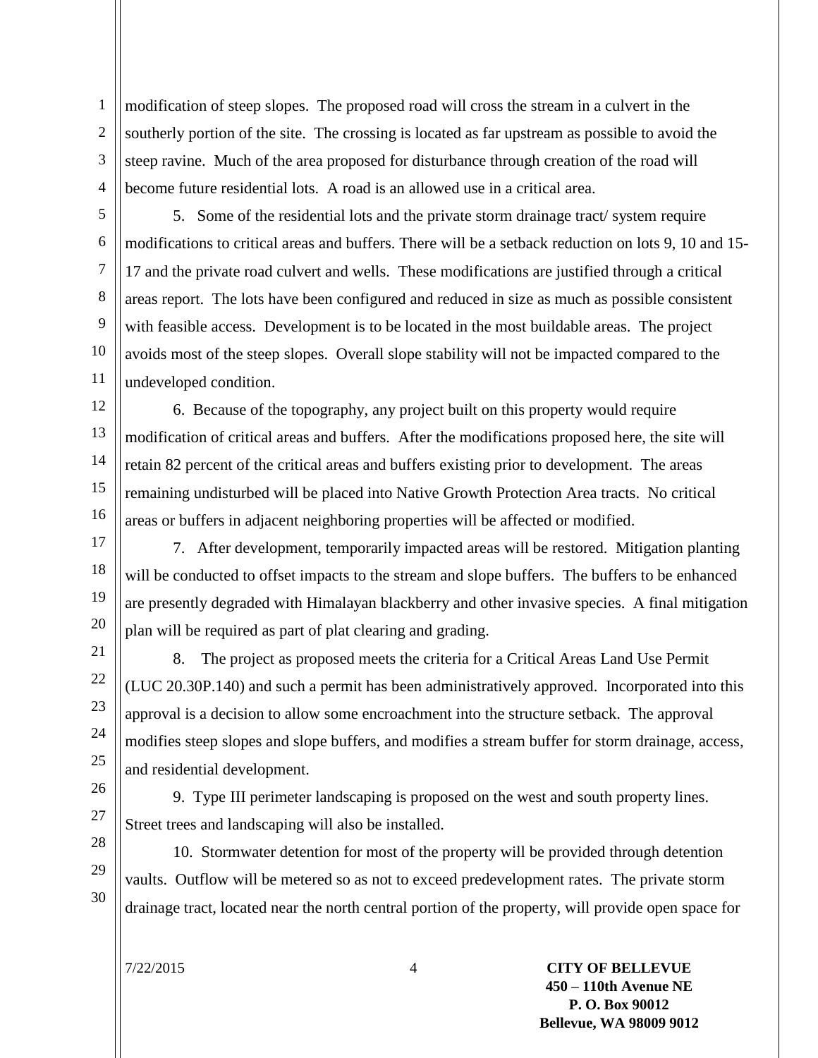modification of steep slopes. The proposed road will cross the stream in a culvert in the southerly portion of the site. The crossing is located as far upstream as possible to avoid the steep ravine. Much of the area proposed for disturbance through creation of the road will become future residential lots. A road is an allowed use in a critical area.

5. Some of the residential lots and the private storm drainage tract/ system require modifications to critical areas and buffers. There will be a setback reduction on lots 9, 10 and 15-17 and the private road culvert and wells. These modifications are justified through a critical areas report. The lots have been configured and reduced in size as much as possible consistent with feasible access. Development is to be located in the most buildable areas. The project avoids most of the steep slopes. Overall slope stability will not be impacted compared to the undeveloped condition.

6. Because of the topography, any project built on this property would require modification of critical areas and buffers. After the modifications proposed here, the site will retain 82 percent of the critical areas and buffers existing prior to development. The areas remaining undisturbed will be placed into Native Growth Protection Area tracts. No critical areas or buffers in adjacent neighboring properties will be affected or modified.

7. After development, temporarily impacted areas will be restored. Mitigation planting will be conducted to offset impacts to the stream and slope buffers. The buffers to be enhanced are presently degraded with Himalayan blackberry and other invasive species. A final mitigation plan will be required as part of plat clearing and grading.

8. The project as proposed meets the criteria for a Critical Areas Land Use Permit (LUC 20.30P.140) and such a permit has been administratively approved. Incorporated into this approval is a decision to allow some encroachment into the structure setback. The approval modifies steep slopes and slope buffers, and modifies a stream buffer for storm drainage, access, and residential development.

9. Type III perimeter landscaping is proposed on the west and south property lines. Street trees and landscaping will also be installed.

10. Stormwater detention for most of the property will be provided through detention vaults. Outflow will be metered so as not to exceed predevelopment rates. The private storm drainage tract, located near the north central portion of the property, will provide open space for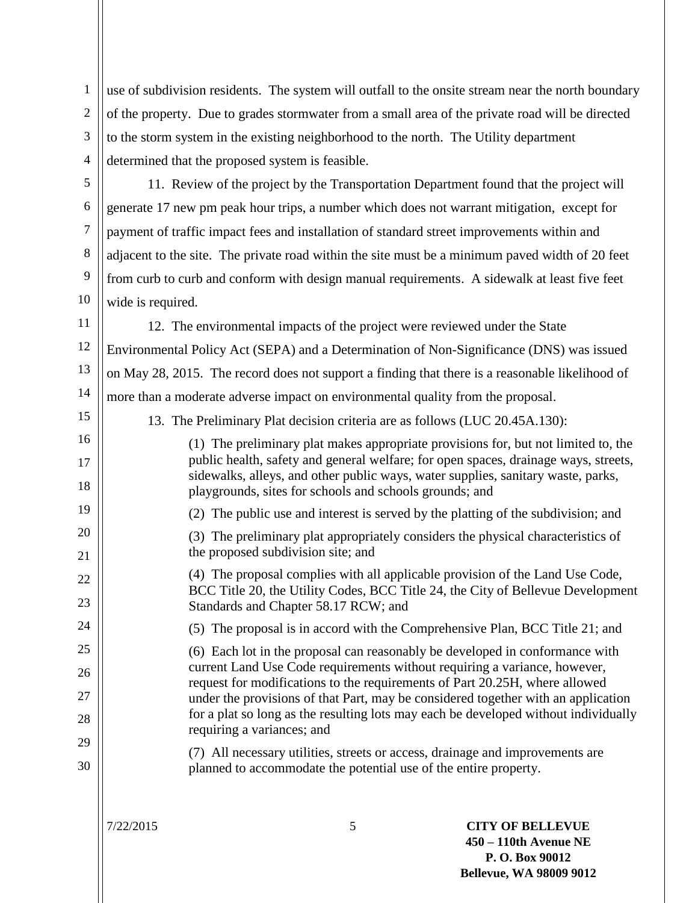use of subdivision residents. The system will outfall to the onsite stream near the north boundary of the property. Due to grades stormwater from a small area of the private road will be directed to the storm system in the existing neighborhood to the north. The Utility department determined that the proposed system is feasible.

11. Review of the project by the Transportation Department found that the project will generate 17 new pm peak hour trips, a number which does not warrant mitigation, except for payment of traffic impact fees and installation of standard street improvements within and adjacent to the site. The private road within the site must be a minimum paved width of 20 feet from curb to curb and conform with design manual requirements. A sidewalk at least five feet wide is required.

12. The environmental impacts of the project were reviewed under the State Environmental Policy Act (SEPA) and a Determination of Non-Significance (DNS) was issued on May 28, 2015. The record does not support a finding that there is a reasonable likelihood of more than a moderate adverse impact on environmental quality from the proposal.

13. The Preliminary Plat decision criteria are as follows (LUC 20.45A.130):

> (1) The preliminary plat makes appropriate provisions for, but not limited to, the public health, safety and general welfare; for open spaces, drainage ways, streets, sidewalks, alleys, and other public ways, water supplies, sanitary waste, parks, playgrounds, sites for schools and schools grounds; and
>
> (2) The public use and interest is served by the platting of the subdivision; and
>
> (3) The preliminary plat appropriately considers the physical characteristics of the proposed subdivision site; and
>
> (4) The proposal complies with all applicable provision of the Land Use Code, BCC Title 20, the Utility Codes, BCC Title 24, the City of Bellevue Development Standards and Chapter 58.17 RCW; and
>
> (5) The proposal is in accord with the Comprehensive Plan, BCC Title 21; and
>
> (6) Each lot in the proposal can reasonably be developed in conformance with current Land Use Code requirements without requiring a variance, however, request for modifications to the requirements of Part 20.25H, where allowed under the provisions of that Part, may be considered together with an application for a plat so long as the resulting lots may each be developed without individually requiring a variances; and
>
> (7) All necessary utilities, streets or access, drainage and improvements are planned to accommodate the potential use of the entire property.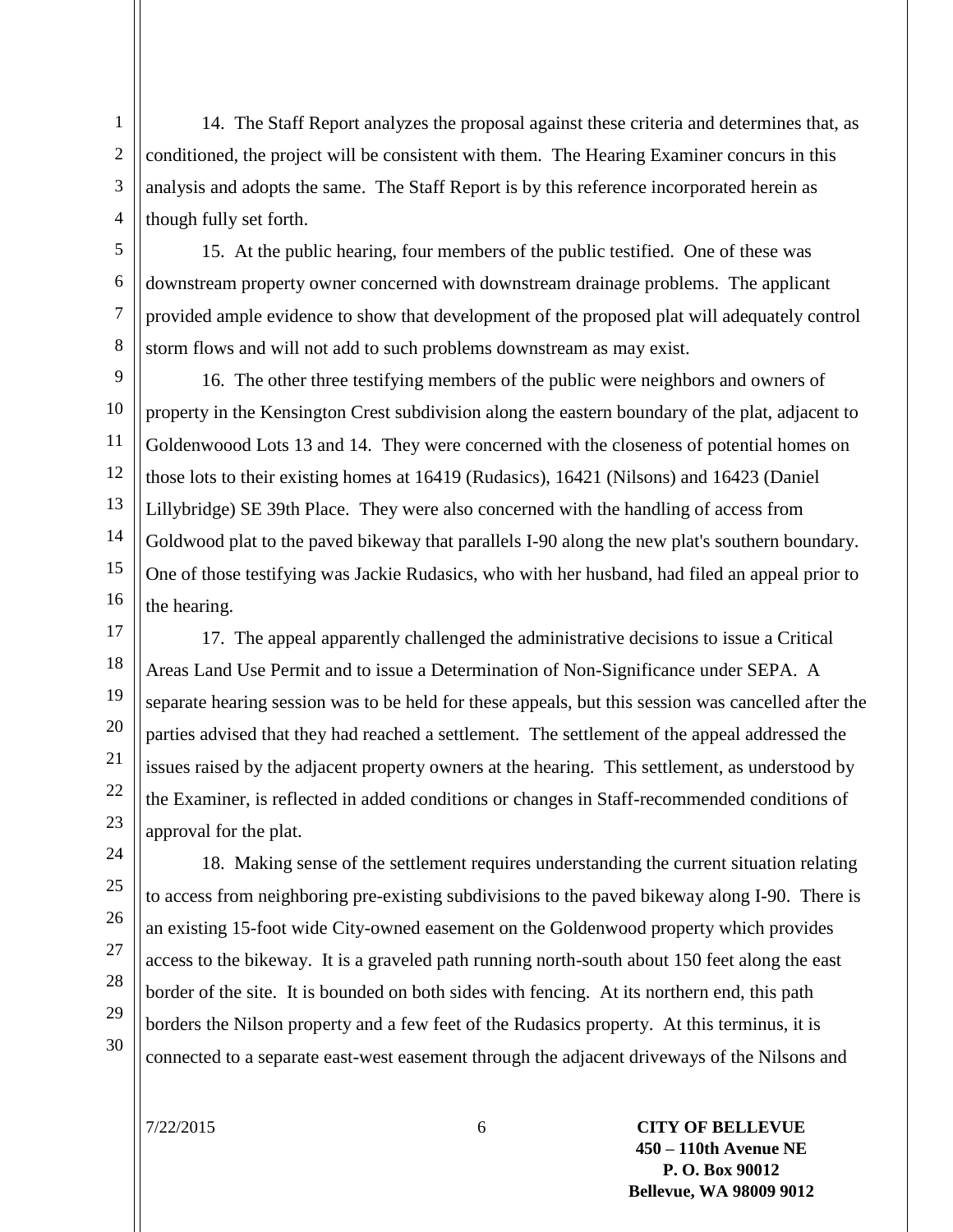14. The Staff Report analyzes the proposal against these criteria and determines that, as conditioned, the project will be consistent with them. The Hearing Examiner concurs in this analysis and adopts the same. The Staff Report is by this reference incorporated herein as though fully set forth.

15. At the public hearing, four members of the public testified. One of these was downstream property owner concerned with downstream drainage problems. The applicant provided ample evidence to show that development of the proposed plat will adequately control storm flows and will not add to such problems downstream as may exist.

16. The other three testifying members of the public were neighbors and owners of property in the Kensington Crest subdivision along the eastern boundary of the plat, adjacent to Goldenwoood Lots 13 and 14. They were concerned with the closeness of potential homes on those lots to their existing homes at 16419 (Rudasics), 16421 (Nilsons) and 16423 (Daniel Lillybridge) SE 39th Place. They were also concerned with the handling of access from Goldwood plat to the paved bikeway that parallels I-90 along the new plat's southern boundary. One of those testifying was Jackie Rudasics, who with her husband, had filed an appeal prior to the hearing.

17. The appeal apparently challenged the administrative decisions to issue a Critical Areas Land Use Permit and to issue a Determination of Non-Significance under SEPA. A separate hearing session was to be held for these appeals, but this session was cancelled after the parties advised that they had reached a settlement. The settlement of the appeal addressed the issues raised by the adjacent property owners at the hearing. This settlement, as understood by the Examiner, is reflected in added conditions or changes in Staff-recommended conditions of approval for the plat.

18. Making sense of the settlement requires understanding the current situation relating to access from neighboring pre-existing subdivisions to the paved bikeway along I-90. There is an existing 15-foot wide City-owned easement on the Goldenwood property which provides access to the bikeway. It is a graveled path running north-south about 150 feet along the east border of the site. It is bounded on both sides with fencing. At its northern end, this path borders the Nilson property and a few feet of the Rudasics property. At this terminus, it is connected to a separate east-west easement through the adjacent driveways of the Nilsons and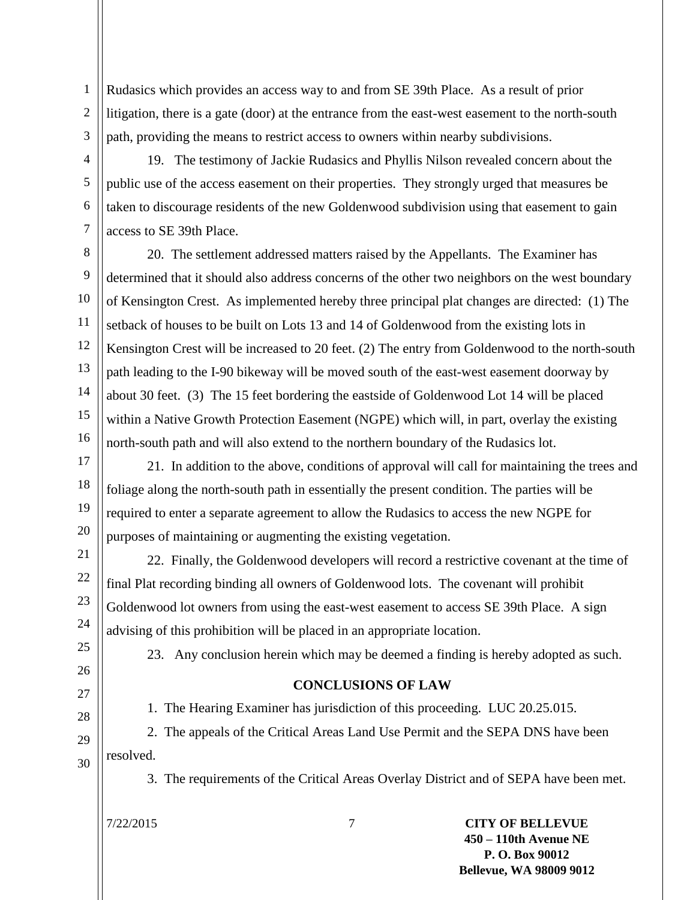Rudasics which provides an access way to and from SE 39th Place. As a result of prior litigation, there is a gate (door) at the entrance from the east-west easement to the north-south path, providing the means to restrict access to owners within nearby subdivisions.

19. The testimony of Jackie Rudasics and Phyllis Nilson revealed concern about the public use of the access easement on their properties. They strongly urged that measures be taken to discourage residents of the new Goldenwood subdivision using that easement to gain access to SE 39th Place.

20. The settlement addressed matters raised by the Appellants. The Examiner has determined that it should also address concerns of the other two neighbors on the west boundary of Kensington Crest. As implemented hereby three principal plat changes are directed: (1) The setback of houses to be built on Lots 13 and 14 of Goldenwood from the existing lots in Kensington Crest will be increased to 20 feet. (2) The entry from Goldenwood to the north-south path leading to the I-90 bikeway will be moved south of the east-west easement doorway by about 30 feet. (3) The 15 feet bordering the eastside of Goldenwood Lot 14 will be placed within a Native Growth Protection Easement (NGPE) which will, in part, overlay the existing north-south path and will also extend to the northern boundary of the Rudasics lot.

21. In addition to the above, conditions of approval will call for maintaining the trees and foliage along the north-south path in essentially the present condition. The parties will be required to enter a separate agreement to allow the Rudasics to access the new NGPE for purposes of maintaining or augmenting the existing vegetation.

22. Finally, the Goldenwood developers will record a restrictive covenant at the time of final Plat recording binding all owners of Goldenwood lots. The covenant will prohibit Goldenwood lot owners from using the east-west easement to access SE 39th Place. A sign advising of this prohibition will be placed in an appropriate location.

23. Any conclusion herein which may be deemed a finding is hereby adopted as such.

## CONCLUSIONS OF LAW

1. The Hearing Examiner has jurisdiction of this proceeding. LUC 20.25.015.

2. The appeals of the Critical Areas Land Use Permit and the SEPA DNS have been resolved.

3. The requirements of the Critical Areas Overlay District and of SEPA have been met.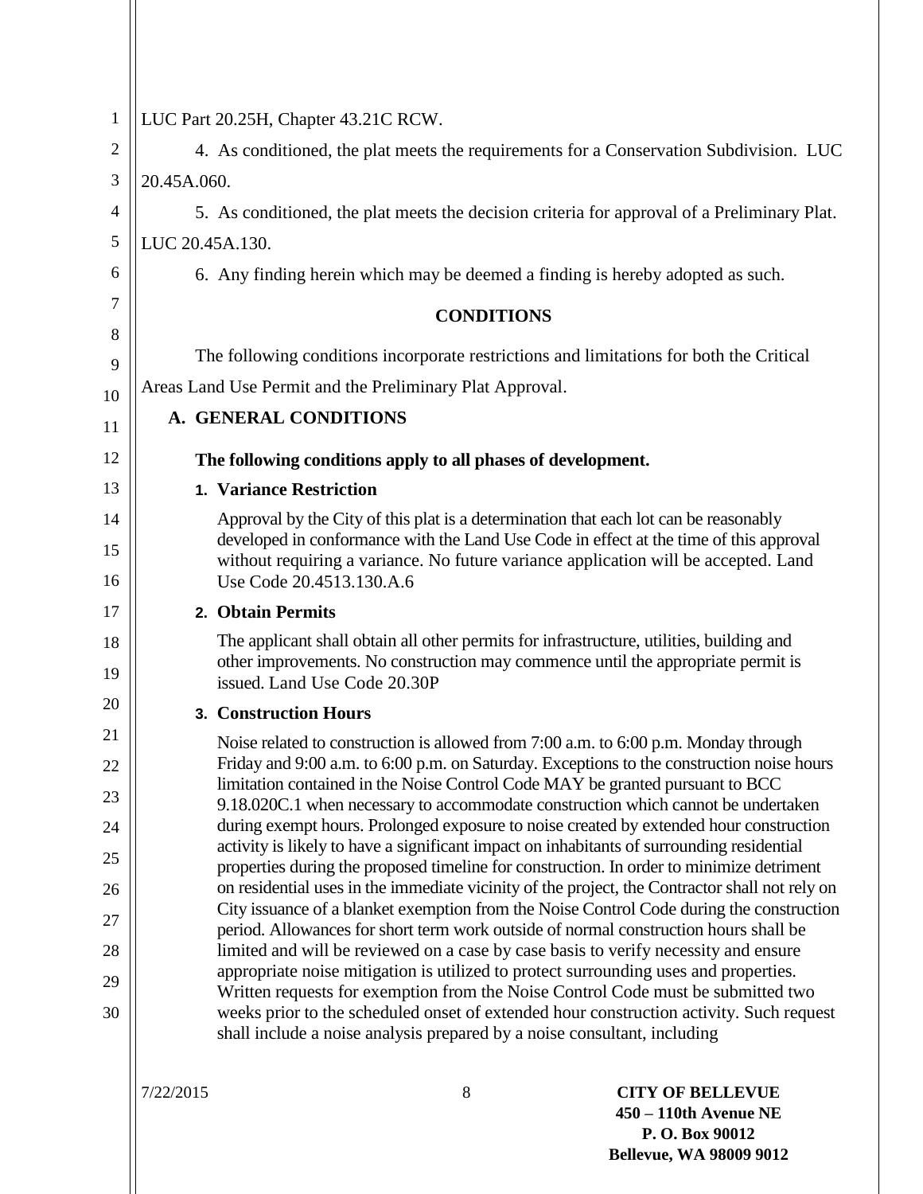LUC Part 20.25H, Chapter 43.21C RCW.

4. As conditioned, the plat meets the requirements for a Conservation Subdivision. LUC 20.45A.060.

5. As conditioned, the plat meets the decision criteria for approval of a Preliminary Plat. LUC 20.45A.130.

6. Any finding herein which may be deemed a finding is hereby adopted as such.

## CONDITIONS

The following conditions incorporate restrictions and limitations for both the Critical Areas Land Use Permit and the Preliminary Plat Approval.

### A. GENERAL CONDITIONS

**The following conditions apply to all phases of development.**

**1. Variance Restriction**

Approval by the City of this plat is a determination that each lot can be reasonably developed in conformance with the Land Use Code in effect at the time of this approval without requiring a variance. No future variance application will be accepted. Land Use Code 20.4513.130.A.6

**2. Obtain Permits**

The applicant shall obtain all other permits for infrastructure, utilities, building and other improvements. No construction may commence until the appropriate permit is issued. Land Use Code 20.30P

**3. Construction Hours**

Noise related to construction is allowed from 7:00 a.m. to 6:00 p.m. Monday through Friday and 9:00 a.m. to 6:00 p.m. on Saturday. Exceptions to the construction noise hours limitation contained in the Noise Control Code MAY be granted pursuant to BCC 9.18.020C.1 when necessary to accommodate construction which cannot be undertaken during exempt hours. Prolonged exposure to noise created by extended hour construction activity is likely to have a significant impact on inhabitants of surrounding residential properties during the proposed timeline for construction. In order to minimize detriment on residential uses in the immediate vicinity of the project, the Contractor shall not rely on City issuance of a blanket exemption from the Noise Control Code during the construction period. Allowances for short term work outside of normal construction hours shall be limited and will be reviewed on a case by case basis to verify necessity and ensure appropriate noise mitigation is utilized to protect surrounding uses and properties. Written requests for exemption from the Noise Control Code must be submitted two weeks prior to the scheduled onset of extended hour construction activity. Such request shall include a noise analysis prepared by a noise consultant, including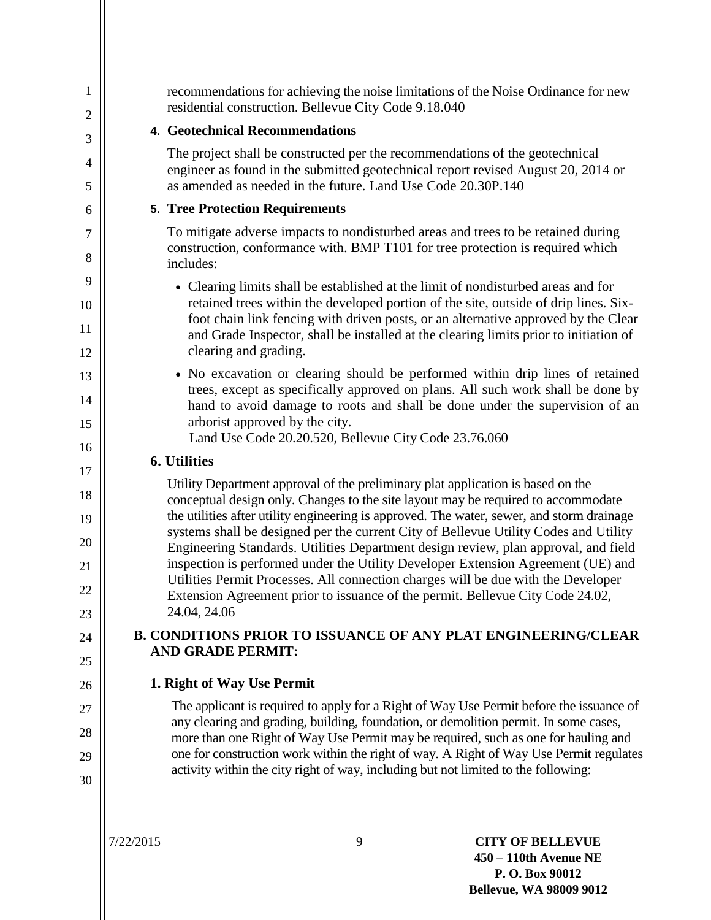recommendations for achieving the noise limitations of the Noise Ordinance for new residential construction. Bellevue City Code 9.18.040

**4. Geotechnical Recommendations**

The project shall be constructed per the recommendations of the geotechnical engineer as found in the submitted geotechnical report revised August 20, 2014 or as amended as needed in the future. Land Use Code 20.30P.140

**5. Tree Protection Requirements**

To mitigate adverse impacts to nondisturbed areas and trees to be retained during construction, conformance with. BMP T101 for tree protection is required which includes:

- Clearing limits shall be established at the limit of nondisturbed areas and for retained trees within the developed portion of the site, outside of drip lines. Six-foot chain link fencing with driven posts, or an alternative approved by the Clear and Grade Inspector, shall be installed at the clearing limits prior to initiation of clearing and grading.
- No excavation or clearing should be performed within drip lines of retained trees, except as specifically approved on plans. All such work shall be done by hand to avoid damage to roots and shall be done under the supervision of an arborist approved by the city.

Land Use Code 20.20.520, Bellevue City Code 23.76.060

**6. Utilities**

Utility Department approval of the preliminary plat application is based on the conceptual design only. Changes to the site layout may be required to accommodate the utilities after utility engineering is approved. The water, sewer, and storm drainage systems shall be designed per the current City of Bellevue Utility Codes and Utility Engineering Standards. Utilities Department design review, plan approval, and field inspection is performed under the Utility Developer Extension Agreement (UE) and Utilities Permit Processes. All connection charges will be due with the Developer Extension Agreement prior to issuance of the permit. Bellevue City Code 24.02, 24.04, 24.06

## B. CONDITIONS PRIOR TO ISSUANCE OF ANY PLAT ENGINEERING/CLEAR AND GRADE PERMIT:

**1. Right of Way Use Permit**

The applicant is required to apply for a Right of Way Use Permit before the issuance of any clearing and grading, building, foundation, or demolition permit. In some cases, more than one Right of Way Use Permit may be required, such as one for hauling and one for construction work within the right of way. A Right of Way Use Permit regulates activity within the city right of way, including but not limited to the following: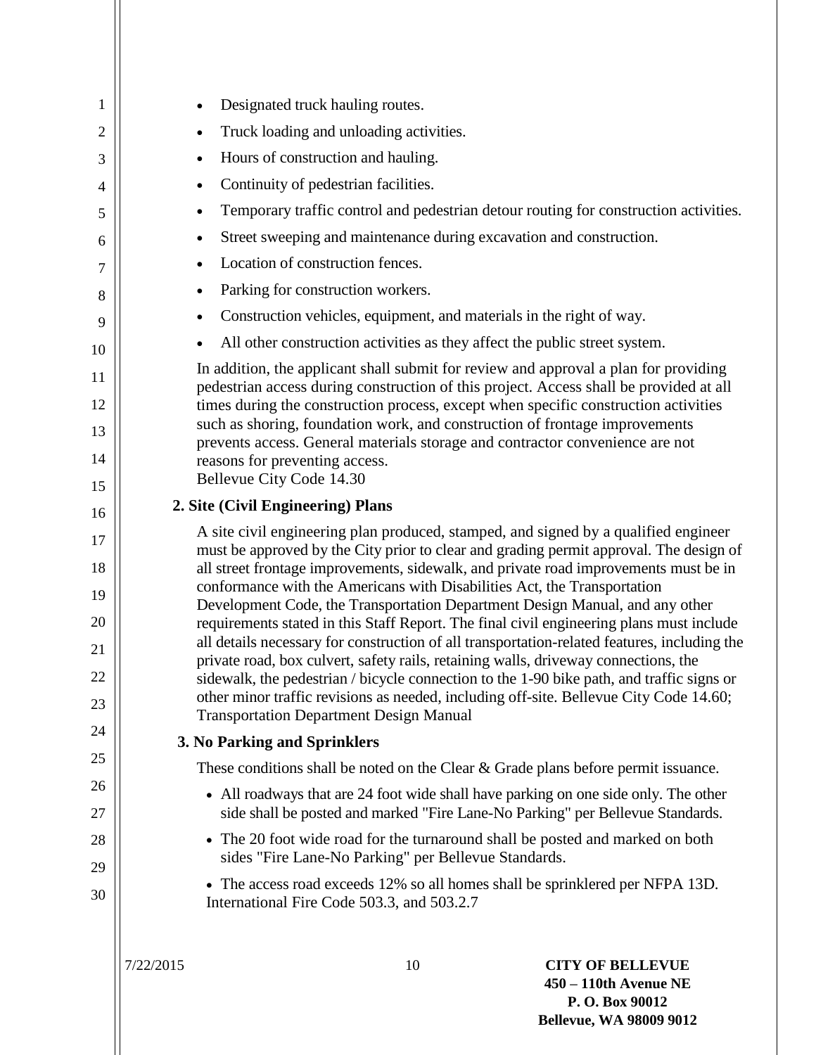- Designated truck hauling routes.
- Truck loading and unloading activities.
- Hours of construction and hauling.
- Continuity of pedestrian facilities.
- Temporary traffic control and pedestrian detour routing for construction activities.
- Street sweeping and maintenance during excavation and construction.
- Location of construction fences.
- Parking for construction workers.
- Construction vehicles, equipment, and materials in the right of way.
- All other construction activities as they affect the public street system.

In addition, the applicant shall submit for review and approval a plan for providing pedestrian access during construction of this project. Access shall be provided at all times during the construction process, except when specific construction activities such as shoring, foundation work, and construction of frontage improvements prevents access. General materials storage and contractor convenience are not reasons for preventing access.
Bellevue City Code 14.30

**2. Site (Civil Engineering) Plans**

A site civil engineering plan produced, stamped, and signed by a qualified engineer must be approved by the City prior to clear and grading permit approval. The design of all street frontage improvements, sidewalk, and private road improvements must be in conformance with the Americans with Disabilities Act, the Transportation Development Code, the Transportation Department Design Manual, and any other requirements stated in this Staff Report. The final civil engineering plans must include all details necessary for construction of all transportation-related features, including the private road, box culvert, safety rails, retaining walls, driveway connections, the sidewalk, the pedestrian / bicycle connection to the 1-90 bike path, and traffic signs or other minor traffic revisions as needed, including off-site. Bellevue City Code 14.60; Transportation Department Design Manual

**3. No Parking and Sprinklers**

These conditions shall be noted on the Clear & Grade plans before permit issuance.

- All roadways that are 24 foot wide shall have parking on one side only. The other side shall be posted and marked "Fire Lane-No Parking" per Bellevue Standards.
- The 20 foot wide road for the turnaround shall be posted and marked on both sides "Fire Lane-No Parking" per Bellevue Standards.
- The access road exceeds 12% so all homes shall be sprinklered per NFPA 13D.

International Fire Code 503.3, and 503.2.7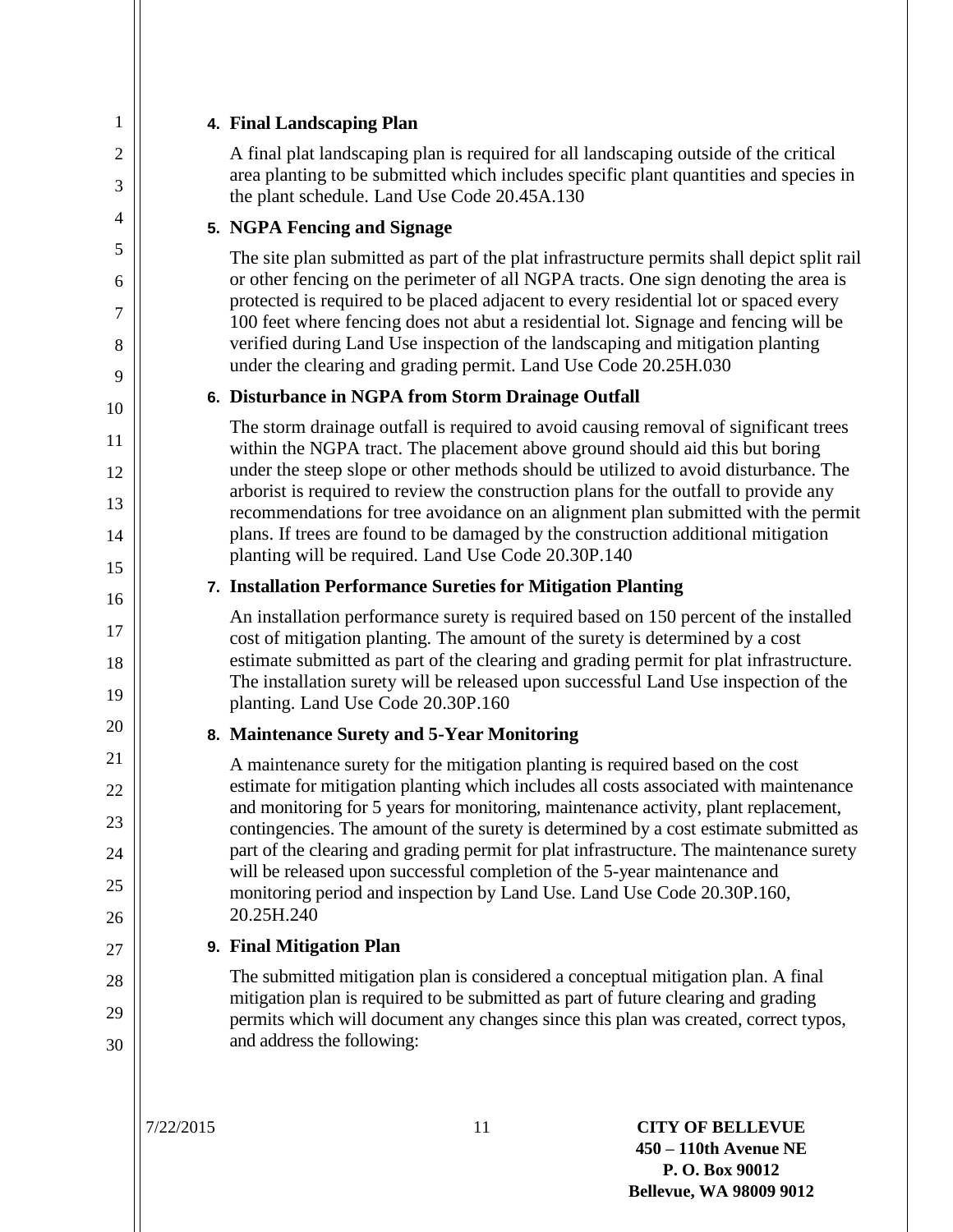**4. Final Landscaping Plan**

A final plat landscaping plan is required for all landscaping outside of the critical area planting to be submitted which includes specific plant quantities and species in the plant schedule. Land Use Code 20.45A.130

**5. NGPA Fencing and Signage**

The site plan submitted as part of the plat infrastructure permits shall depict split rail or other fencing on the perimeter of all NGPA tracts. One sign denoting the area is protected is required to be placed adjacent to every residential lot or spaced every 100 feet where fencing does not abut a residential lot. Signage and fencing will be verified during Land Use inspection of the landscaping and mitigation planting under the clearing and grading permit. Land Use Code 20.25H.030

**6. Disturbance in NGPA from Storm Drainage Outfall**

The storm drainage outfall is required to avoid causing removal of significant trees within the NGPA tract. The placement above ground should aid this but boring under the steep slope or other methods should be utilized to avoid disturbance. The arborist is required to review the construction plans for the outfall to provide any recommendations for tree avoidance on an alignment plan submitted with the permit plans. If trees are found to be damaged by the construction additional mitigation planting will be required. Land Use Code 20.30P.140

**7. Installation Performance Sureties for Mitigation Planting**

An installation performance surety is required based on 150 percent of the installed cost of mitigation planting. The amount of the surety is determined by a cost estimate submitted as part of the clearing and grading permit for plat infrastructure. The installation surety will be released upon successful Land Use inspection of the planting. Land Use Code 20.30P.160

**8. Maintenance Surety and 5-Year Monitoring**

A maintenance surety for the mitigation planting is required based on the cost estimate for mitigation planting which includes all costs associated with maintenance and monitoring for 5 years for monitoring, maintenance activity, plant replacement, contingencies. The amount of the surety is determined by a cost estimate submitted as part of the clearing and grading permit for plat infrastructure. The maintenance surety will be released upon successful completion of the 5-year maintenance and monitoring period and inspection by Land Use. Land Use Code 20.30P.160, 20.25H.240

**9. Final Mitigation Plan**

The submitted mitigation plan is considered a conceptual mitigation plan. A final mitigation plan is required to be submitted as part of future clearing and grading permits which will document any changes since this plan was created, correct typos, and address the following: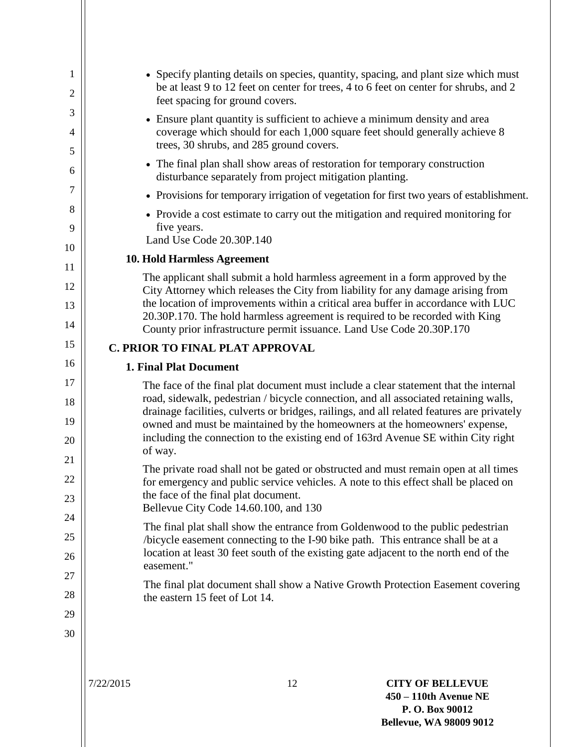- Specify planting details on species, quantity, spacing, and plant size which must be at least 9 to 12 feet on center for trees, 4 to 6 feet on center for shrubs, and 2 feet spacing for ground covers.
- Ensure plant quantity is sufficient to achieve a minimum density and area coverage which should for each 1,000 square feet should generally achieve 8 trees, 30 shrubs, and 285 ground covers.
- The final plan shall show areas of restoration for temporary construction disturbance separately from project mitigation planting.
- Provisions for temporary irrigation of vegetation for first two years of establishment.
- Provide a cost estimate to carry out the mitigation and required monitoring for five years.

Land Use Code 20.30P.140

**10. Hold Harmless Agreement**

The applicant shall submit a hold harmless agreement in a form approved by the City Attorney which releases the City from liability for any damage arising from the location of improvements within a critical area buffer in accordance with LUC 20.30P.170. The hold harmless agreement is required to be recorded with King County prior infrastructure permit issuance. Land Use Code 20.30P.170

## C. PRIOR TO FINAL PLAT APPROVAL

**1. Final Plat Document**

The face of the final plat document must include a clear statement that the internal road, sidewalk, pedestrian / bicycle connection, and all associated retaining walls, drainage facilities, culverts or bridges, railings, and all related features are privately owned and must be maintained by the homeowners at the homeowners' expense, including the connection to the existing end of 163rd Avenue SE within City right of way.

The private road shall not be gated or obstructed and must remain open at all times for emergency and public service vehicles. A note to this effect shall be placed on the face of the final plat document.
Bellevue City Code 14.60.100, and 130

The final plat shall show the entrance from Goldenwood to the public pedestrian /bicycle easement connecting to the I-90 bike path. This entrance shall be at a location at least 30 feet south of the existing gate adjacent to the north end of the easement."

The final plat document shall show a Native Growth Protection Easement covering the eastern 15 feet of Lot 14.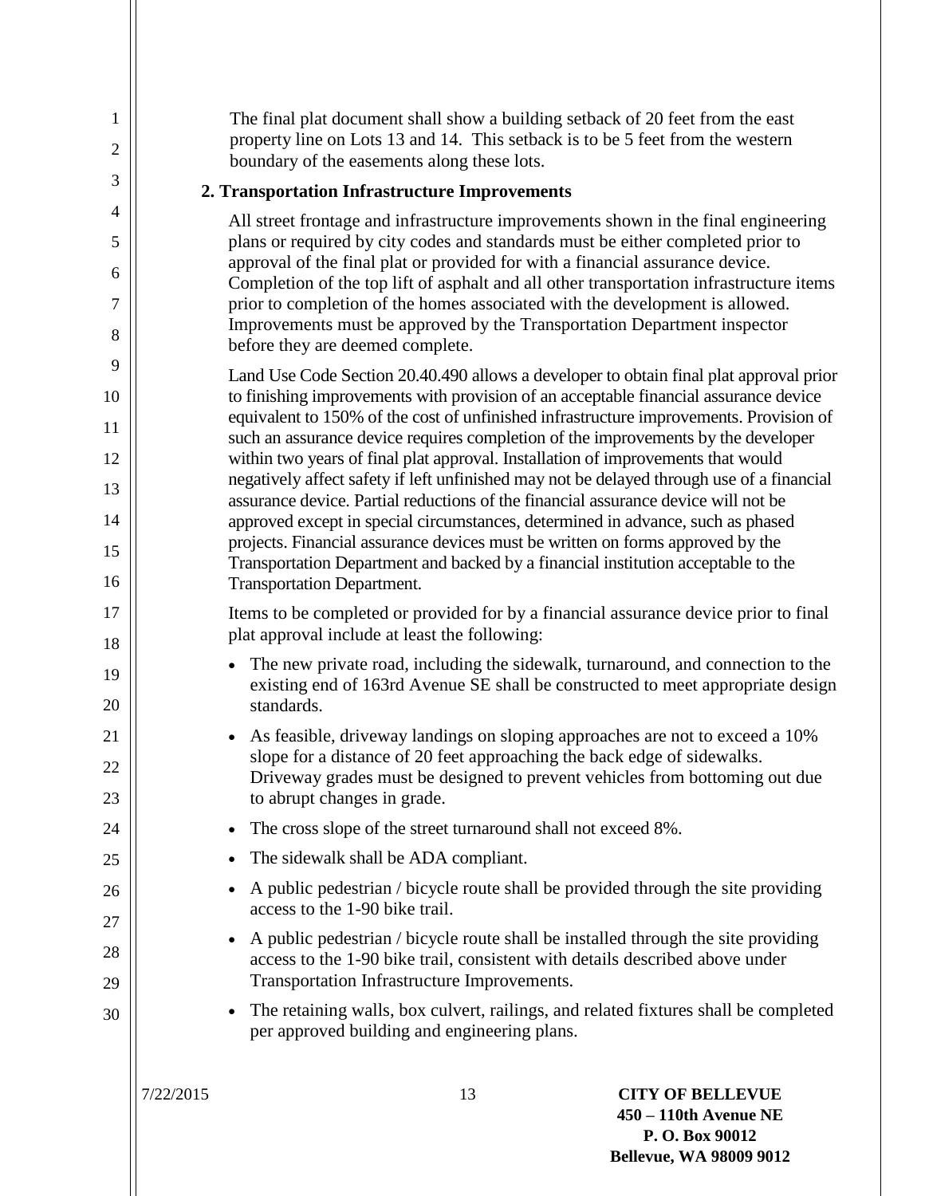The final plat document shall show a building setback of 20 feet from the east property line on Lots 13 and 14. This setback is to be 5 feet from the western boundary of the easements along these lots.

**2. Transportation Infrastructure Improvements**

All street frontage and infrastructure improvements shown in the final engineering plans or required by city codes and standards must be either completed prior to approval of the final plat or provided for with a financial assurance device. Completion of the top lift of asphalt and all other transportation infrastructure items prior to completion of the homes associated with the development is allowed. Improvements must be approved by the Transportation Department inspector before they are deemed complete.

Land Use Code Section 20.40.490 allows a developer to obtain final plat approval prior to finishing improvements with provision of an acceptable financial assurance device equivalent to 150% of the cost of unfinished infrastructure improvements. Provision of such an assurance device requires completion of the improvements by the developer within two years of final plat approval. Installation of improvements that would negatively affect safety if left unfinished may not be delayed through use of a financial assurance device. Partial reductions of the financial assurance device will not be approved except in special circumstances, determined in advance, such as phased projects. Financial assurance devices must be written on forms approved by the Transportation Department and backed by a financial institution acceptable to the Transportation Department.

Items to be completed or provided for by a financial assurance device prior to final plat approval include at least the following:

- The new private road, including the sidewalk, turnaround, and connection to the existing end of 163rd Avenue SE shall be constructed to meet appropriate design standards.
- As feasible, driveway landings on sloping approaches are not to exceed a 10% slope for a distance of 20 feet approaching the back edge of sidewalks. Driveway grades must be designed to prevent vehicles from bottoming out due to abrupt changes in grade.
- The cross slope of the street turnaround shall not exceed 8%.
- The sidewalk shall be ADA compliant.
- A public pedestrian / bicycle route shall be provided through the site providing access to the 1-90 bike trail.
- A public pedestrian / bicycle route shall be installed through the site providing access to the 1-90 bike trail, consistent with details described above under Transportation Infrastructure Improvements.
- The retaining walls, box culvert, railings, and related fixtures shall be completed per approved building and engineering plans.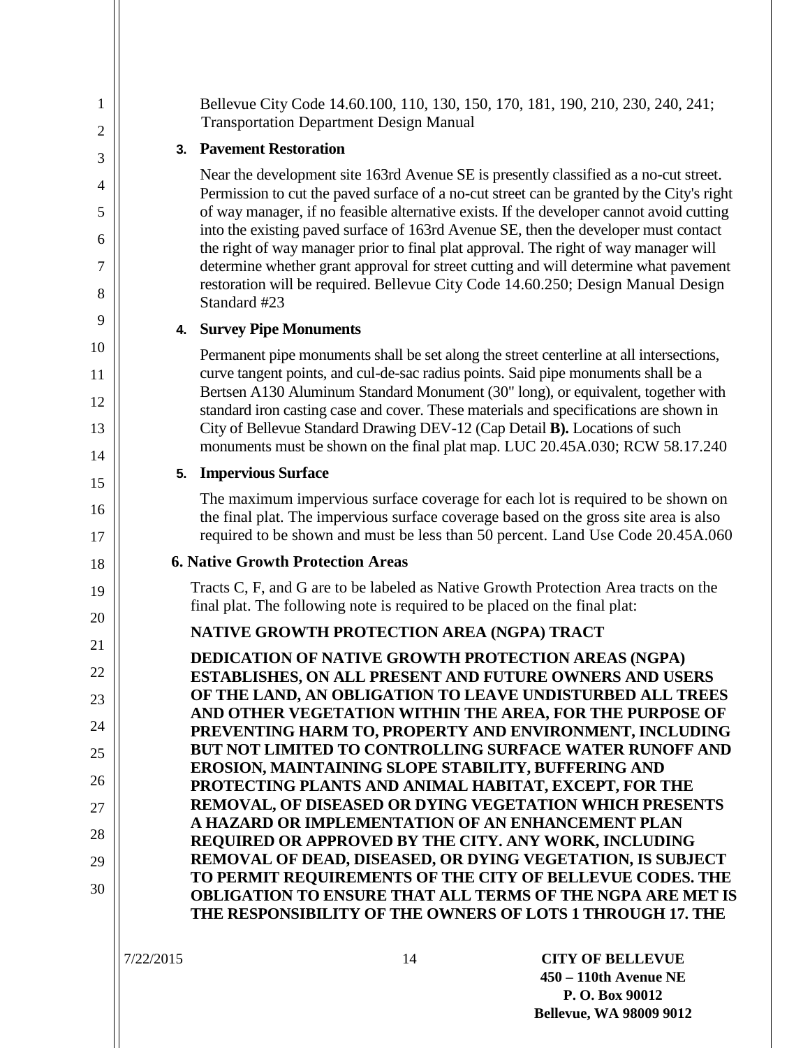Bellevue City Code 14.60.100, 110, 130, 150, 170, 181, 190, 210, 230, 240, 241; Transportation Department Design Manual

**3. Pavement Restoration**

Near the development site 163rd Avenue SE is presently classified as a no-cut street. Permission to cut the paved surface of a no-cut street can be granted by the City's right of way manager, if no feasible alternative exists. If the developer cannot avoid cutting into the existing paved surface of 163rd Avenue SE, then the developer must contact the right of way manager prior to final plat approval. The right of way manager will determine whether grant approval for street cutting and will determine what pavement restoration will be required. Bellevue City Code 14.60.250; Design Manual Design Standard #23

**4. Survey Pipe Monuments**

Permanent pipe monuments shall be set along the street centerline at all intersections, curve tangent points, and cul-de-sac radius points. Said pipe monuments shall be a Bertsen A130 Aluminum Standard Monument (30" long), or equivalent, together with standard iron casting case and cover. These materials and specifications are shown in City of Bellevue Standard Drawing DEV-12 (Cap Detail **B).** Locations of such monuments must be shown on the final plat map. LUC 20.45A.030; RCW 58.17.240

**5. Impervious Surface**

The maximum impervious surface coverage for each lot is required to be shown on the final plat. The impervious surface coverage based on the gross site area is also required to be shown and must be less than 50 percent. Land Use Code 20.45A.060

**6. Native Growth Protection Areas**

Tracts C, F, and G are to be labeled as Native Growth Protection Area tracts on the final plat. The following note is required to be placed on the final plat:

**NATIVE GROWTH PROTECTION AREA (NGPA) TRACT**

**DEDICATION OF NATIVE GROWTH PROTECTION AREAS (NGPA) ESTABLISHES, ON ALL PRESENT AND FUTURE OWNERS AND USERS OF THE LAND, AN OBLIGATION TO LEAVE UNDISTURBED ALL TREES AND OTHER VEGETATION WITHIN THE AREA, FOR THE PURPOSE OF PREVENTING HARM TO, PROPERTY AND ENVIRONMENT, INCLUDING BUT NOT LIMITED TO CONTROLLING SURFACE WATER RUNOFF AND EROSION, MAINTAINING SLOPE STABILITY, BUFFERING AND PROTECTING PLANTS AND ANIMAL HABITAT, EXCEPT, FOR THE REMOVAL, OF DISEASED OR DYING VEGETATION WHICH PRESENTS A HAZARD OR IMPLEMENTATION OF AN ENHANCEMENT PLAN REQUIRED OR APPROVED BY THE CITY. ANY WORK, INCLUDING REMOVAL OF DEAD, DISEASED, OR DYING VEGETATION, IS SUBJECT TO PERMIT REQUIREMENTS OF THE CITY OF BELLEVUE CODES. THE OBLIGATION TO ENSURE THAT ALL TERMS OF THE NGPA ARE MET IS THE RESPONSIBILITY OF THE OWNERS OF LOTS 1 THROUGH 17. THE**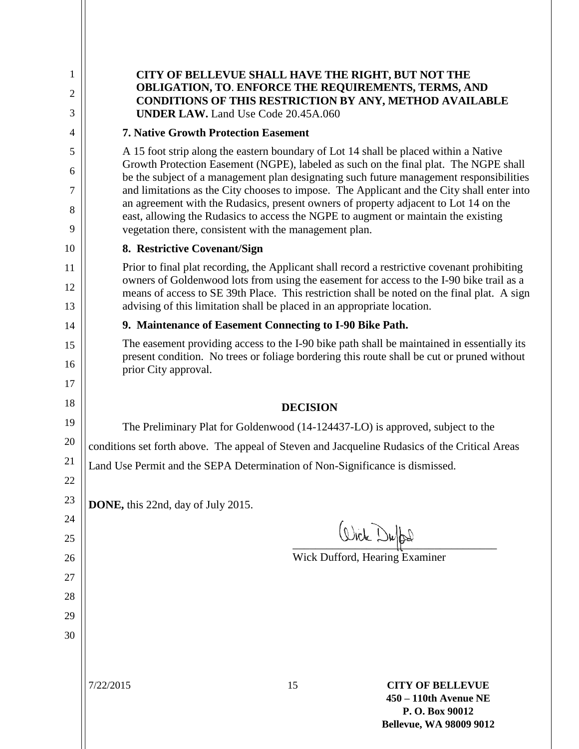**CITY OF BELLEVUE SHALL HAVE THE RIGHT, BUT NOT THE OBLIGATION, TO. ENFORCE THE REQUIREMENTS, TERMS, AND CONDITIONS OF THIS RESTRICTION BY ANY, METHOD AVAILABLE UNDER LAW.** Land Use Code 20.45A.060

**7. Native Growth Protection Easement**

A 15 foot strip along the eastern boundary of Lot 14 shall be placed within a Native Growth Protection Easement (NGPE), labeled as such on the final plat. The NGPE shall be the subject of a management plan designating such future management responsibilities and limitations as the City chooses to impose. The Applicant and the City shall enter into an agreement with the Rudasics, present owners of property adjacent to Lot 14 on the east, allowing the Rudasics to access the NGPE to augment or maintain the existing vegetation there, consistent with the management plan.

**8. Restrictive Covenant/Sign**

Prior to final plat recording, the Applicant shall record a restrictive covenant prohibiting owners of Goldenwood lots from using the easement for access to the I-90 bike trail as a means of access to SE 39th Place. This restriction shall be noted on the final plat. A sign advising of this limitation shall be placed in an appropriate location.

**9. Maintenance of Easement Connecting to I-90 Bike Path.**

The easement providing access to the I-90 bike path shall be maintained in essentially its present condition. No trees or foliage bordering this route shall be cut or pruned without prior City approval.

## DECISION

The Preliminary Plat for Goldenwood (14-124437-LO) is approved, subject to the conditions set forth above. The appeal of Steven and Jacqueline Rudasics of the Critical Areas Land Use Permit and the SEPA Determination of Non-Significance is dismissed.

**DONE,** this 22nd, day of July 2015.

Wick Dufford, Hearing Examiner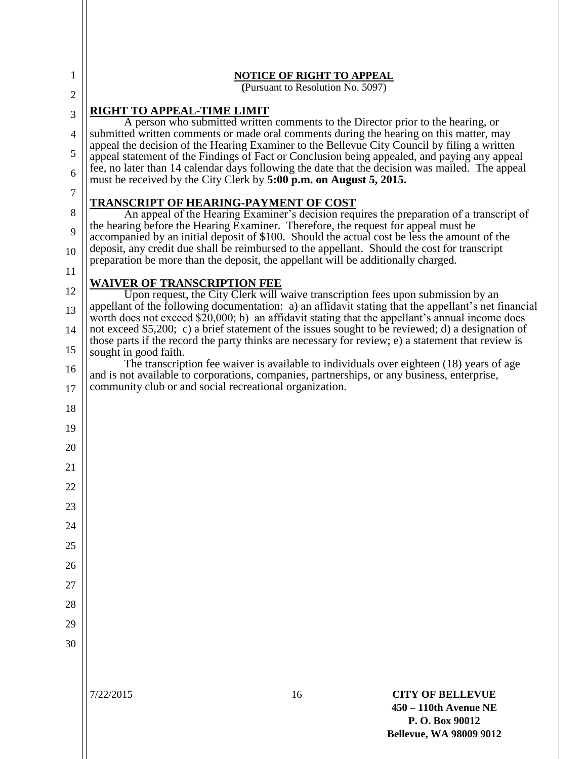**NOTICE OF RIGHT TO APPEAL**
(Pursuant to Resolution No. 5097)

**RIGHT TO APPEAL-TIME LIMIT**

A person who submitted written comments to the Director prior to the hearing, or submitted written comments or made oral comments during the hearing on this matter, may appeal the decision of the Hearing Examiner to the Bellevue City Council by filing a written appeal statement of the Findings of Fact or Conclusion being appealed, and paying any appeal fee, no later than 14 calendar days following the date that the decision was mailed. The appeal must be received by the City Clerk by **5:00 p.m. on August 5, 2015.**

**TRANSCRIPT OF HEARING-PAYMENT OF COST**

An appeal of the Hearing Examiner's decision requires the preparation of a transcript of the hearing before the Hearing Examiner. Therefore, the request for appeal must be accompanied by an initial deposit of $100. Should the actual cost be less the amount of the deposit, any credit due shall be reimbursed to the appellant. Should the cost for transcript preparation be more than the deposit, the appellant will be additionally charged.

**WAIVER OF TRANSCRIPTION FEE**

Upon request, the City Clerk will waive transcription fees upon submission by an appellant of the following documentation: a) an affidavit stating that the appellant's net financial worth does not exceed $20,000; b) an affidavit stating that the appellant's annual income does not exceed $5,200; c) a brief statement of the issues sought to be reviewed; d) a designation of those parts if the record the party thinks are necessary for review; e) a statement that review is sought in good faith.

The transcription fee waiver is available to individuals over eighteen (18) years of age and is not available to corporations, companies, partnerships, or any business, enterprise, community club or and social recreational organization.